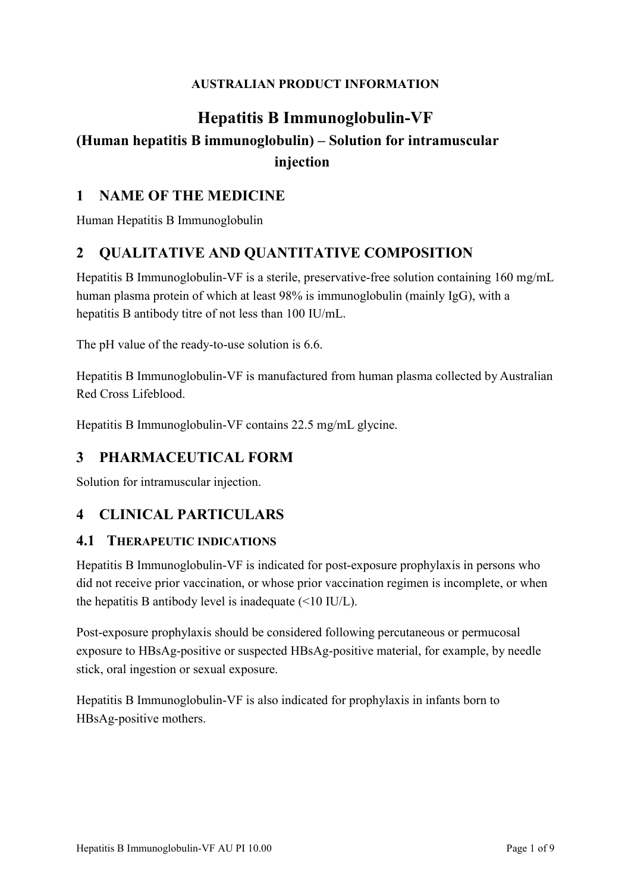**AUSTRALIAN PRODUCT INFORMATION**

# Hepatitis B Immunoglobulin-VF

## (Human hepatitis B immunoglobulin) – Solution for intramuscular injection

## 1 NAME OF THE MEDICINE

Human Hepatitis B Immunoglobulin

## 2 QUALITATIVE AND QUANTITATIVE COMPOSITION

Hepatitis B Immunoglobulin-VF is a sterile, preservative-free solution containing 160 mg/mL human plasma protein of which at least 98% is immunoglobulin (mainly IgG), with a hepatitis B antibody titre of not less than 100 IU/mL.

The pH value of the ready-to-use solution is 6.6.

Hepatitis B Immunoglobulin-VF is manufactured from human plasma collected by Australian Red Cross Lifeblood.

Hepatitis B Immunoglobulin-VF contains 22.5 mg/mL glycine.

## 3 PHARMACEUTICAL FORM

Solution for intramuscular injection.

## 4 CLINICAL PARTICULARS

### 4.1 THERAPEUTIC INDICATIONS

Hepatitis B Immunoglobulin-VF is indicated for post-exposure prophylaxis in persons who did not receive prior vaccination, or whose prior vaccination regimen is incomplete, or when the hepatitis B antibody level is inadequate (<10 IU/L).

Post-exposure prophylaxis should be considered following percutaneous or permucosal exposure to HBsAg-positive or suspected HBsAg-positive material, for example, by needle stick, oral ingestion or sexual exposure.

Hepatitis B Immunoglobulin-VF is also indicated for prophylaxis in infants born to HBsAg-positive mothers.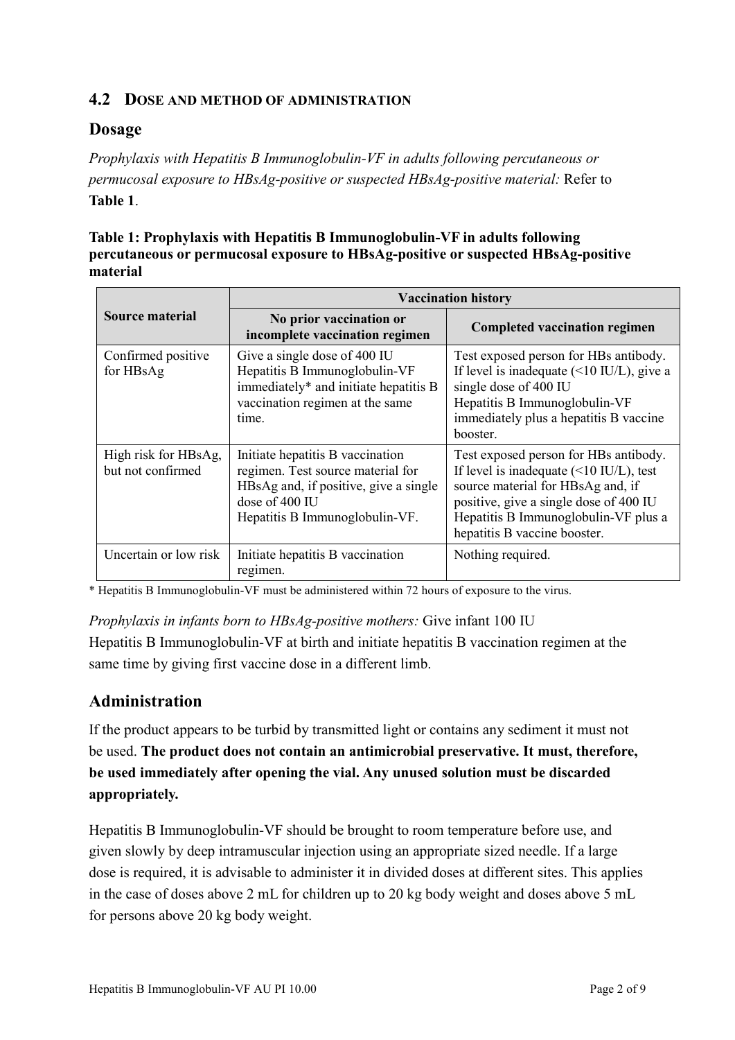## 4.2 DOSE AND METHOD OF ADMINISTRATION

### Dosage

*Prophylaxis with Hepatitis B Immunoglobulin-VF in adults following percutaneous or permucosal exposure to HBsAg-positive or suspected HBsAg-positive material:* Refer to **Table 1**.

**Table 1: Prophylaxis with Hepatitis B Immunoglobulin-VF in adults following percutaneous or permucosal exposure to HBsAg-positive or suspected HBsAg-positive material**

| Source material | Vaccination history | |
|---|---|---|
| | **No prior vaccination or incomplete vaccination regimen** | **Completed vaccination regimen** |
| Confirmed positive for HBsAg | Give a single dose of 400 IU Hepatitis B Immunoglobulin-VF immediately* and initiate hepatitis B vaccination regimen at the same time. | Test exposed person for HBs antibody. If level is inadequate (<10 IU/L), give a single dose of 400 IU Hepatitis B Immunoglobulin-VF immediately plus a hepatitis B vaccine booster. |
| High risk for HBsAg, but not confirmed | Initiate hepatitis B vaccination regimen. Test source material for HBsAg and, if positive, give a single dose of 400 IU Hepatitis B Immunoglobulin-VF. | Test exposed person for HBs antibody. If level is inadequate (<10 IU/L), test source material for HBsAg and, if positive, give a single dose of 400 IU Hepatitis B Immunoglobulin-VF plus a hepatitis B vaccine booster. |
| Uncertain or low risk | Initiate hepatitis B vaccination regimen. | Nothing required. |

* Hepatitis B Immunoglobulin-VF must be administered within 72 hours of exposure to the virus.

*Prophylaxis in infants born to HBsAg-positive mothers:* Give infant 100 IU Hepatitis B Immunoglobulin-VF at birth and initiate hepatitis B vaccination regimen at the same time by giving first vaccine dose in a different limb.

### Administration

If the product appears to be turbid by transmitted light or contains any sediment it must not be used. **The product does not contain an antimicrobial preservative. It must, therefore, be used immediately after opening the vial. Any unused solution must be discarded appropriately.**

Hepatitis B Immunoglobulin-VF should be brought to room temperature before use, and given slowly by deep intramuscular injection using an appropriate sized needle. If a large dose is required, it is advisable to administer it in divided doses at different sites. This applies in the case of doses above 2 mL for children up to 20 kg body weight and doses above 5 mL for persons above 20 kg body weight.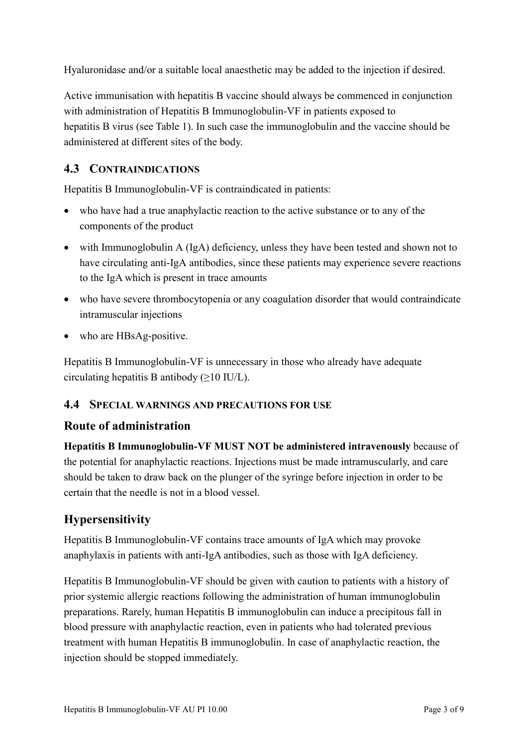Hyaluronidase and/or a suitable local anaesthetic may be added to the injection if desired.

Active immunisation with hepatitis B vaccine should always be commenced in conjunction with administration of Hepatitis B Immunoglobulin-VF in patients exposed to hepatitis B virus (see Table 1). In such case the immunoglobulin and the vaccine should be administered at different sites of the body.

## 4.3 CONTRAINDICATIONS

Hepatitis B Immunoglobulin-VF is contraindicated in patients:

- who have had a true anaphylactic reaction to the active substance or to any of the components of the product
- with Immunoglobulin A (IgA) deficiency, unless they have been tested and shown not to have circulating anti-IgA antibodies, since these patients may experience severe reactions to the IgA which is present in trace amounts
- who have severe thrombocytopenia or any coagulation disorder that would contraindicate intramuscular injections
- who are HBsAg-positive.

Hepatitis B Immunoglobulin-VF is unnecessary in those who already have adequate circulating hepatitis B antibody ($\geq$10 IU/L).

## 4.4 SPECIAL WARNINGS AND PRECAUTIONS FOR USE

### Route of administration

**Hepatitis B Immunoglobulin-VF MUST NOT be administered intravenously** because of the potential for anaphylactic reactions. Injections must be made intramuscularly, and care should be taken to draw back on the plunger of the syringe before injection in order to be certain that the needle is not in a blood vessel.

### Hypersensitivity

Hepatitis B Immunoglobulin-VF contains trace amounts of IgA which may provoke anaphylaxis in patients with anti-IgA antibodies, such as those with IgA deficiency.

Hepatitis B Immunoglobulin-VF should be given with caution to patients with a history of prior systemic allergic reactions following the administration of human immunoglobulin preparations. Rarely, human Hepatitis B immunoglobulin can induce a precipitous fall in blood pressure with anaphylactic reaction, even in patients who had tolerated previous treatment with human Hepatitis B immunoglobulin. In case of anaphylactic reaction, the injection should be stopped immediately.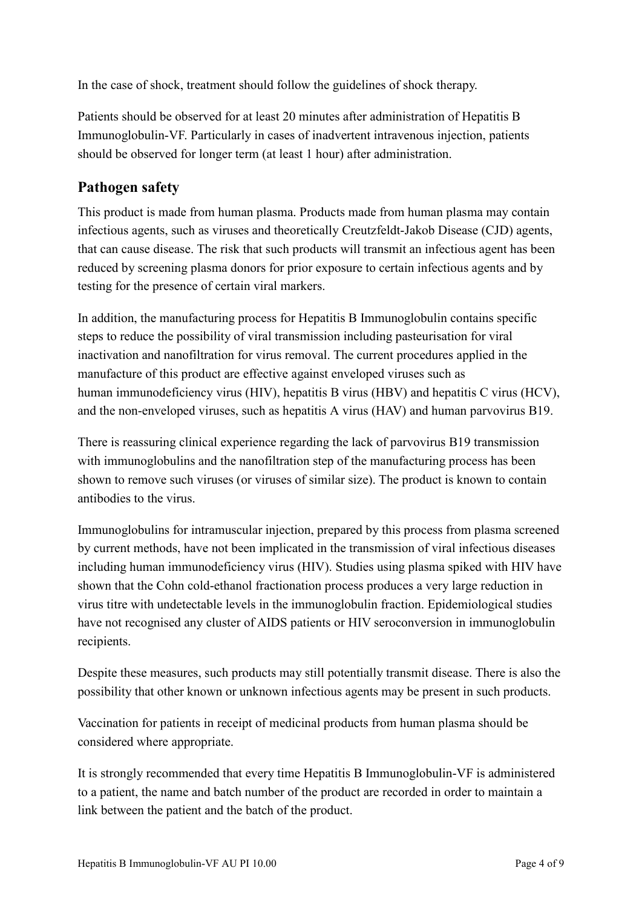In the case of shock, treatment should follow the guidelines of shock therapy.

Patients should be observed for at least 20 minutes after administration of Hepatitis B Immunoglobulin-VF. Particularly in cases of inadvertent intravenous injection, patients should be observed for longer term (at least 1 hour) after administration.

## Pathogen safety

This product is made from human plasma. Products made from human plasma may contain infectious agents, such as viruses and theoretically Creutzfeldt-Jakob Disease (CJD) agents, that can cause disease. The risk that such products will transmit an infectious agent has been reduced by screening plasma donors for prior exposure to certain infectious agents and by testing for the presence of certain viral markers.

In addition, the manufacturing process for Hepatitis B Immunoglobulin contains specific steps to reduce the possibility of viral transmission including pasteurisation for viral inactivation and nanofiltration for virus removal. The current procedures applied in the manufacture of this product are effective against enveloped viruses such as human immunodeficiency virus (HIV), hepatitis B virus (HBV) and hepatitis C virus (HCV), and the non-enveloped viruses, such as hepatitis A virus (HAV) and human parvovirus B19.

There is reassuring clinical experience regarding the lack of parvovirus B19 transmission with immunoglobulins and the nanofiltration step of the manufacturing process has been shown to remove such viruses (or viruses of similar size). The product is known to contain antibodies to the virus.

Immunoglobulins for intramuscular injection, prepared by this process from plasma screened by current methods, have not been implicated in the transmission of viral infectious diseases including human immunodeficiency virus (HIV). Studies using plasma spiked with HIV have shown that the Cohn cold-ethanol fractionation process produces a very large reduction in virus titre with undetectable levels in the immunoglobulin fraction. Epidemiological studies have not recognised any cluster of AIDS patients or HIV seroconversion in immunoglobulin recipients.

Despite these measures, such products may still potentially transmit disease. There is also the possibility that other known or unknown infectious agents may be present in such products.

Vaccination for patients in receipt of medicinal products from human plasma should be considered where appropriate.

It is strongly recommended that every time Hepatitis B Immunoglobulin-VF is administered to a patient, the name and batch number of the product are recorded in order to maintain a link between the patient and the batch of the product.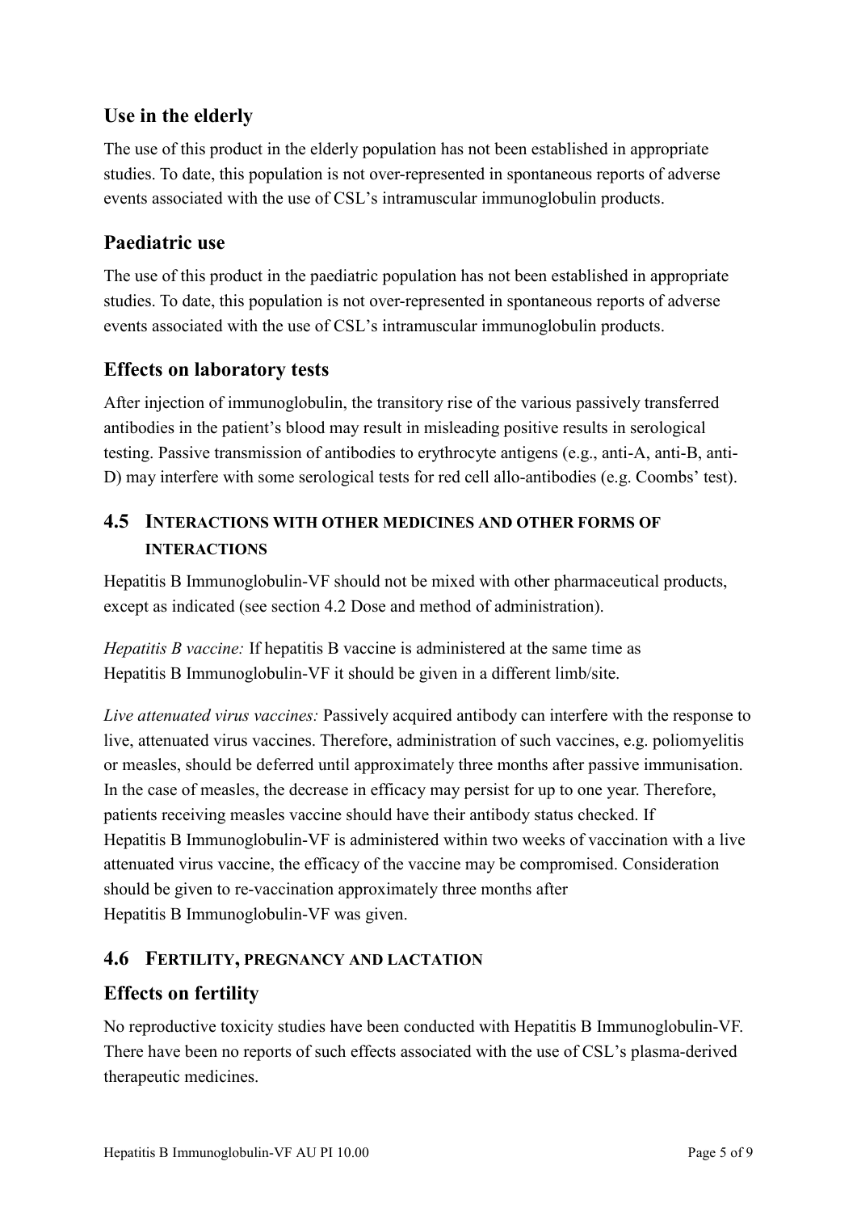## Use in the elderly

The use of this product in the elderly population has not been established in appropriate studies. To date, this population is not over-represented in spontaneous reports of adverse events associated with the use of CSL's intramuscular immunoglobulin products.

## Paediatric use

The use of this product in the paediatric population has not been established in appropriate studies. To date, this population is not over-represented in spontaneous reports of adverse events associated with the use of CSL's intramuscular immunoglobulin products.

## Effects on laboratory tests

After injection of immunoglobulin, the transitory rise of the various passively transferred antibodies in the patient's blood may result in misleading positive results in serological testing. Passive transmission of antibodies to erythrocyte antigens (e.g., anti-A, anti-B, anti-D) may interfere with some serological tests for red cell allo-antibodies (e.g. Coombs' test).

# 4.5 Interactions with other medicines and other forms of interactions

Hepatitis B Immunoglobulin-VF should not be mixed with other pharmaceutical products, except as indicated (see section 4.2 Dose and method of administration).

*Hepatitis B vaccine:* If hepatitis B vaccine is administered at the same time as Hepatitis B Immunoglobulin-VF it should be given in a different limb/site.

*Live attenuated virus vaccines:* Passively acquired antibody can interfere with the response to live, attenuated virus vaccines. Therefore, administration of such vaccines, e.g. poliomyelitis or measles, should be deferred until approximately three months after passive immunisation. In the case of measles, the decrease in efficacy may persist for up to one year. Therefore, patients receiving measles vaccine should have their antibody status checked. If Hepatitis B Immunoglobulin-VF is administered within two weeks of vaccination with a live attenuated virus vaccine, the efficacy of the vaccine may be compromised. Consideration should be given to re-vaccination approximately three months after Hepatitis B Immunoglobulin-VF was given.

# 4.6 Fertility, pregnancy and lactation

## Effects on fertility

No reproductive toxicity studies have been conducted with Hepatitis B Immunoglobulin-VF. There have been no reports of such effects associated with the use of CSL's plasma-derived therapeutic medicines.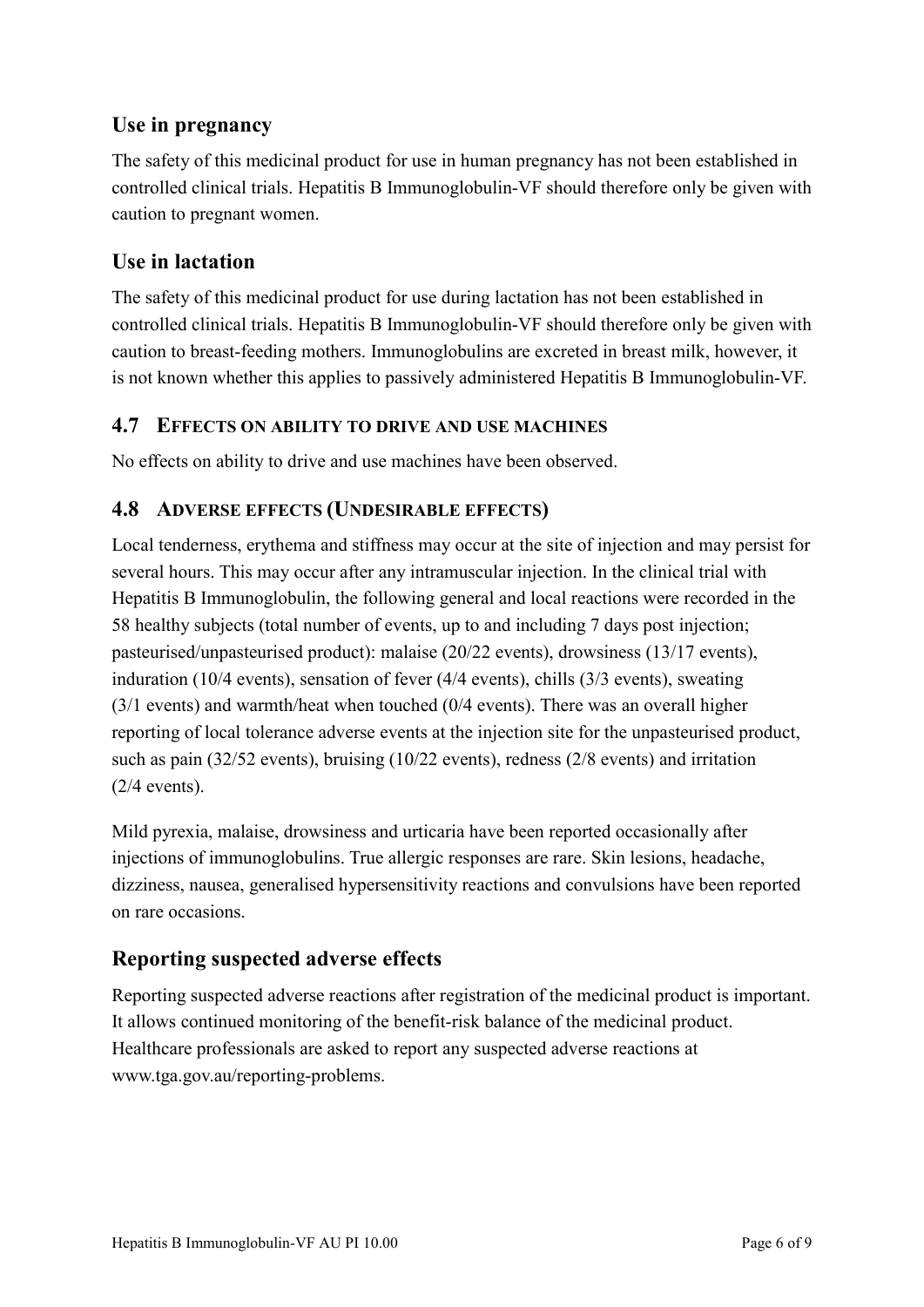## Use in pregnancy

The safety of this medicinal product for use in human pregnancy has not been established in controlled clinical trials. Hepatitis B Immunoglobulin-VF should therefore only be given with caution to pregnant women.

## Use in lactation

The safety of this medicinal product for use during lactation has not been established in controlled clinical trials. Hepatitis B Immunoglobulin-VF should therefore only be given with caution to breast-feeding mothers. Immunoglobulins are excreted in breast milk, however, it is not known whether this applies to passively administered Hepatitis B Immunoglobulin-VF.

### 4.7 EFFECTS ON ABILITY TO DRIVE AND USE MACHINES

No effects on ability to drive and use machines have been observed.

### 4.8 ADVERSE EFFECTS (UNDESIRABLE EFFECTS)

Local tenderness, erythema and stiffness may occur at the site of injection and may persist for several hours. This may occur after any intramuscular injection. In the clinical trial with Hepatitis B Immunoglobulin, the following general and local reactions were recorded in the 58 healthy subjects (total number of events, up to and including 7 days post injection; pasteurised/unpasteurised product): malaise (20/22 events), drowsiness (13/17 events), induration (10/4 events), sensation of fever (4/4 events), chills (3/3 events), sweating (3/1 events) and warmth/heat when touched (0/4 events). There was an overall higher reporting of local tolerance adverse events at the injection site for the unpasteurised product, such as pain (32/52 events), bruising (10/22 events), redness (2/8 events) and irritation (2/4 events).

Mild pyrexia, malaise, drowsiness and urticaria have been reported occasionally after injections of immunoglobulins. True allergic responses are rare. Skin lesions, headache, dizziness, nausea, generalised hypersensitivity reactions and convulsions have been reported on rare occasions.

## Reporting suspected adverse effects

Reporting suspected adverse reactions after registration of the medicinal product is important. It allows continued monitoring of the benefit-risk balance of the medicinal product. Healthcare professionals are asked to report any suspected adverse reactions at www.tga.gov.au/reporting-problems.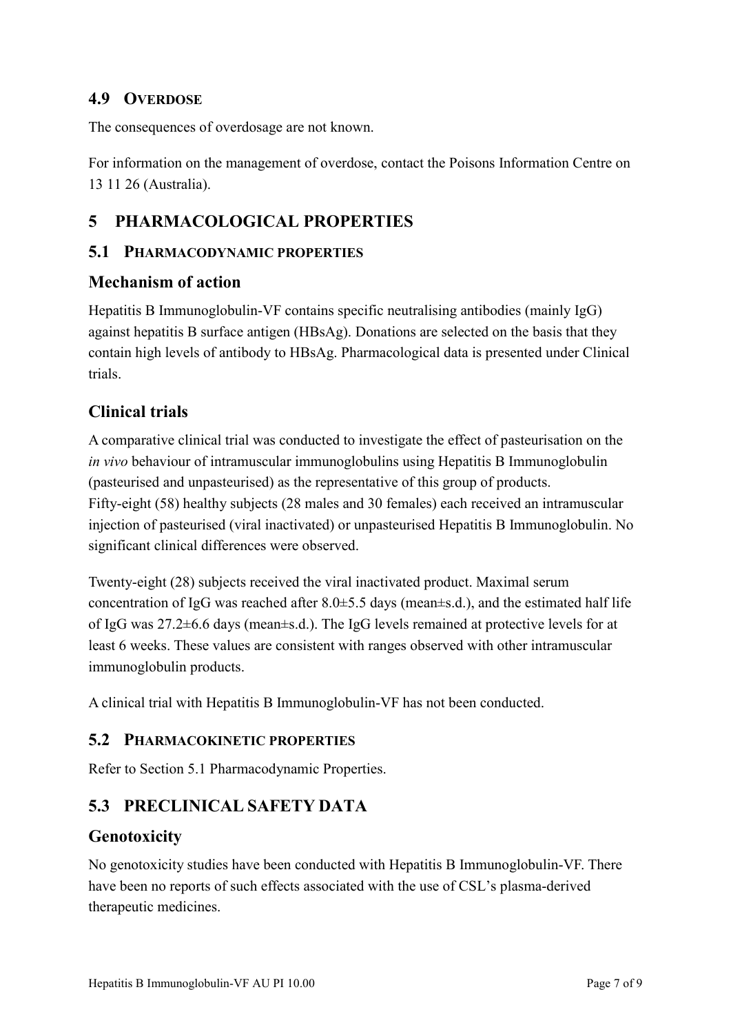## 4.9 OVERDOSE

The consequences of overdosage are not known.

For information on the management of overdose, contact the Poisons Information Centre on 13 11 26 (Australia).

# 5 PHARMACOLOGICAL PROPERTIES

## 5.1 PHARMACODYNAMIC PROPERTIES

### Mechanism of action

Hepatitis B Immunoglobulin-VF contains specific neutralising antibodies (mainly IgG) against hepatitis B surface antigen (HBsAg). Donations are selected on the basis that they contain high levels of antibody to HBsAg. Pharmacological data is presented under Clinical trials.

### Clinical trials

A comparative clinical trial was conducted to investigate the effect of pasteurisation on the *in vivo* behaviour of intramuscular immunoglobulins using Hepatitis B Immunoglobulin (pasteurised and unpasteurised) as the representative of this group of products. Fifty-eight (58) healthy subjects (28 males and 30 females) each received an intramuscular injection of pasteurised (viral inactivated) or unpasteurised Hepatitis B Immunoglobulin. No significant clinical differences were observed.

Twenty-eight (28) subjects received the viral inactivated product. Maximal serum concentration of IgG was reached after 8.0±5.5 days (mean±s.d.), and the estimated half life of IgG was 27.2±6.6 days (mean±s.d.). The IgG levels remained at protective levels for at least 6 weeks. These values are consistent with ranges observed with other intramuscular immunoglobulin products.

A clinical trial with Hepatitis B Immunoglobulin-VF has not been conducted.

## 5.2 PHARMACOKINETIC PROPERTIES

Refer to Section 5.1 Pharmacodynamic Properties.

## 5.3 PRECLINICAL SAFETY DATA

### Genotoxicity

No genotoxicity studies have been conducted with Hepatitis B Immunoglobulin-VF. There have been no reports of such effects associated with the use of CSL's plasma-derived therapeutic medicines.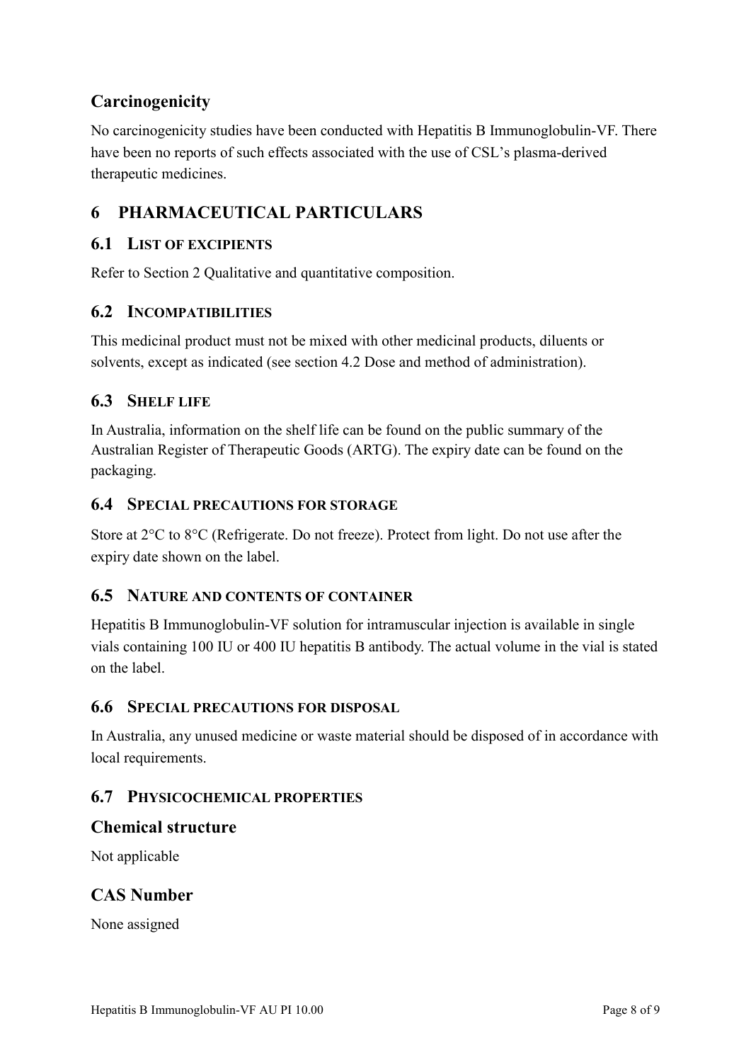### Carcinogenicity

No carcinogenicity studies have been conducted with Hepatitis B Immunoglobulin-VF. There have been no reports of such effects associated with the use of CSL's plasma-derived therapeutic medicines.

# 6 PHARMACEUTICAL PARTICULARS

## 6.1 LIST OF EXCIPIENTS

Refer to Section 2 Qualitative and quantitative composition.

## 6.2 INCOMPATIBILITIES

This medicinal product must not be mixed with other medicinal products, diluents or solvents, except as indicated (see section 4.2 Dose and method of administration).

## 6.3 SHELF LIFE

In Australia, information on the shelf life can be found on the public summary of the Australian Register of Therapeutic Goods (ARTG). The expiry date can be found on the packaging.

## 6.4 SPECIAL PRECAUTIONS FOR STORAGE

Store at 2°C to 8°C (Refrigerate. Do not freeze). Protect from light. Do not use after the expiry date shown on the label.

## 6.5 NATURE AND CONTENTS OF CONTAINER

Hepatitis B Immunoglobulin-VF solution for intramuscular injection is available in single vials containing 100 IU or 400 IU hepatitis B antibody. The actual volume in the vial is stated on the label.

## 6.6 SPECIAL PRECAUTIONS FOR DISPOSAL

In Australia, any unused medicine or waste material should be disposed of in accordance with local requirements.

## 6.7 PHYSICOCHEMICAL PROPERTIES

### Chemical structure

Not applicable

### CAS Number

None assigned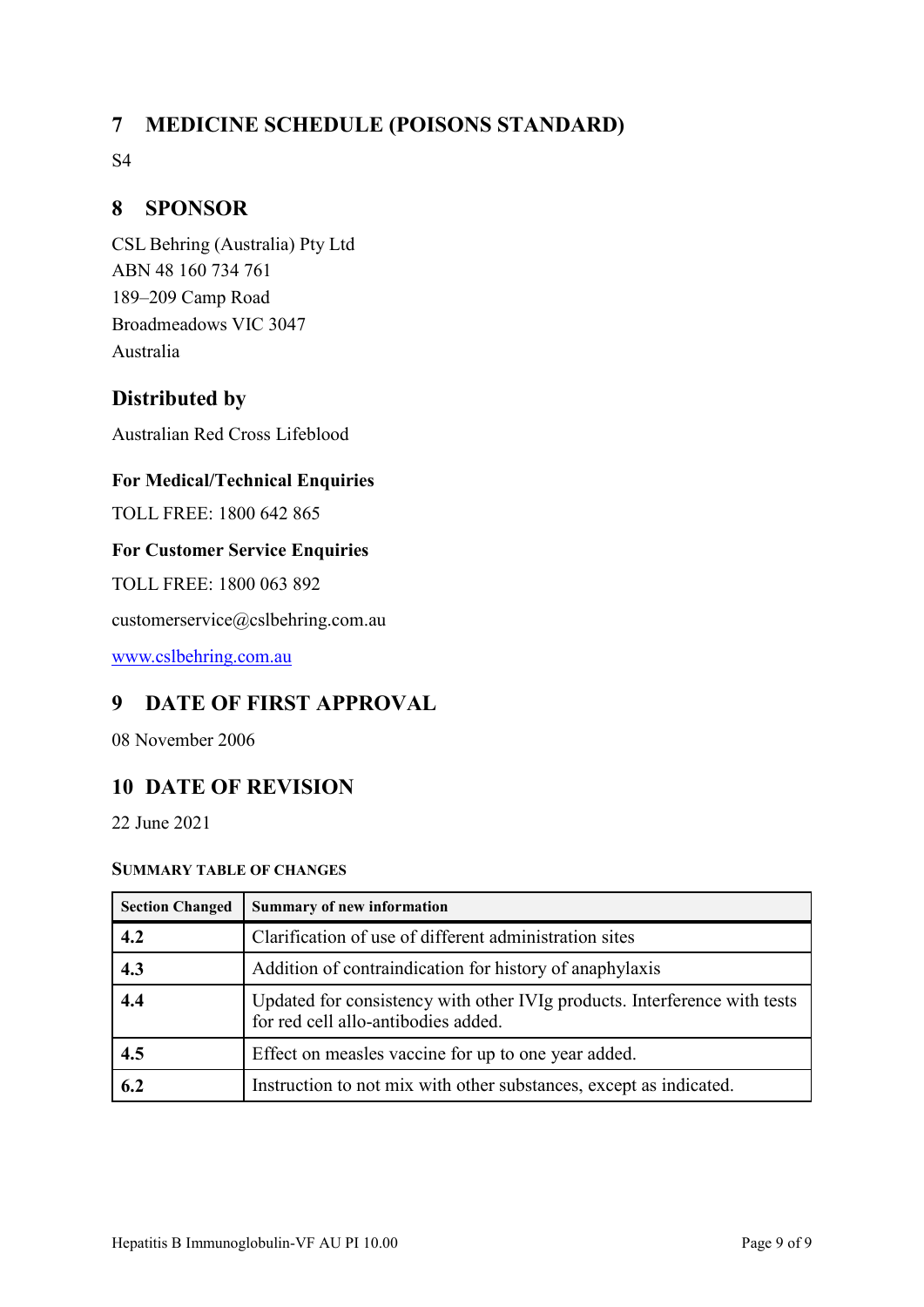## 7 MEDICINE SCHEDULE (POISONS STANDARD)

S4

## 8 SPONSOR

CSL Behring (Australia) Pty Ltd
ABN 48 160 734 761
189–209 Camp Road
Broadmeadows VIC 3047
Australia

## Distributed by

Australian Red Cross Lifeblood

**For Medical/Technical Enquiries**

TOLL FREE: 1800 642 865

**For Customer Service Enquiries**

TOLL FREE: 1800 063 892

customerservice@cslbehring.com.au

www.cslbehring.com.au

## 9 DATE OF FIRST APPROVAL

08 November 2006

## 10 DATE OF REVISION

22 June 2021

**SUMMARY TABLE OF CHANGES**

| Section Changed | Summary of new information |
|---|---|
| **4.2** | Clarification of use of different administration sites |
| **4.3** | Addition of contraindication for history of anaphylaxis |
| **4.4** | Updated for consistency with other IVIg products. Interference with tests for red cell allo-antibodies added. |
| **4.5** | Effect on measles vaccine for up to one year added. |
| **6.2** | Instruction to not mix with other substances, except as indicated. |